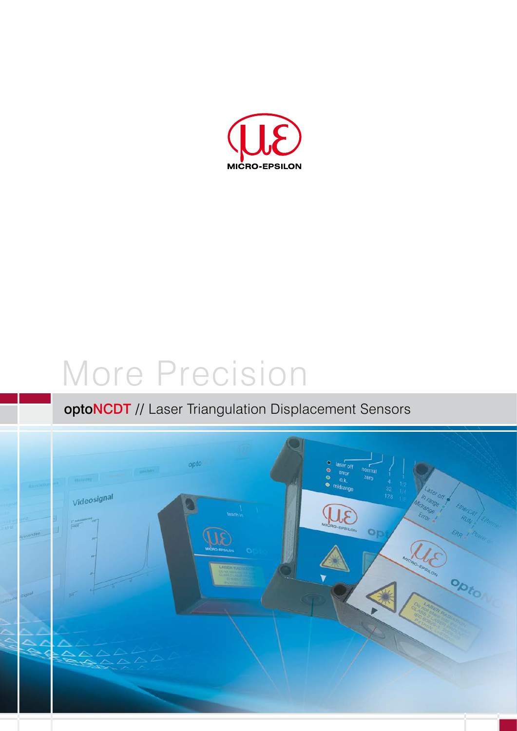MICRO-EPSILON

# More Precision

## optoNCDT // Laser Triangulation Displacement Sensors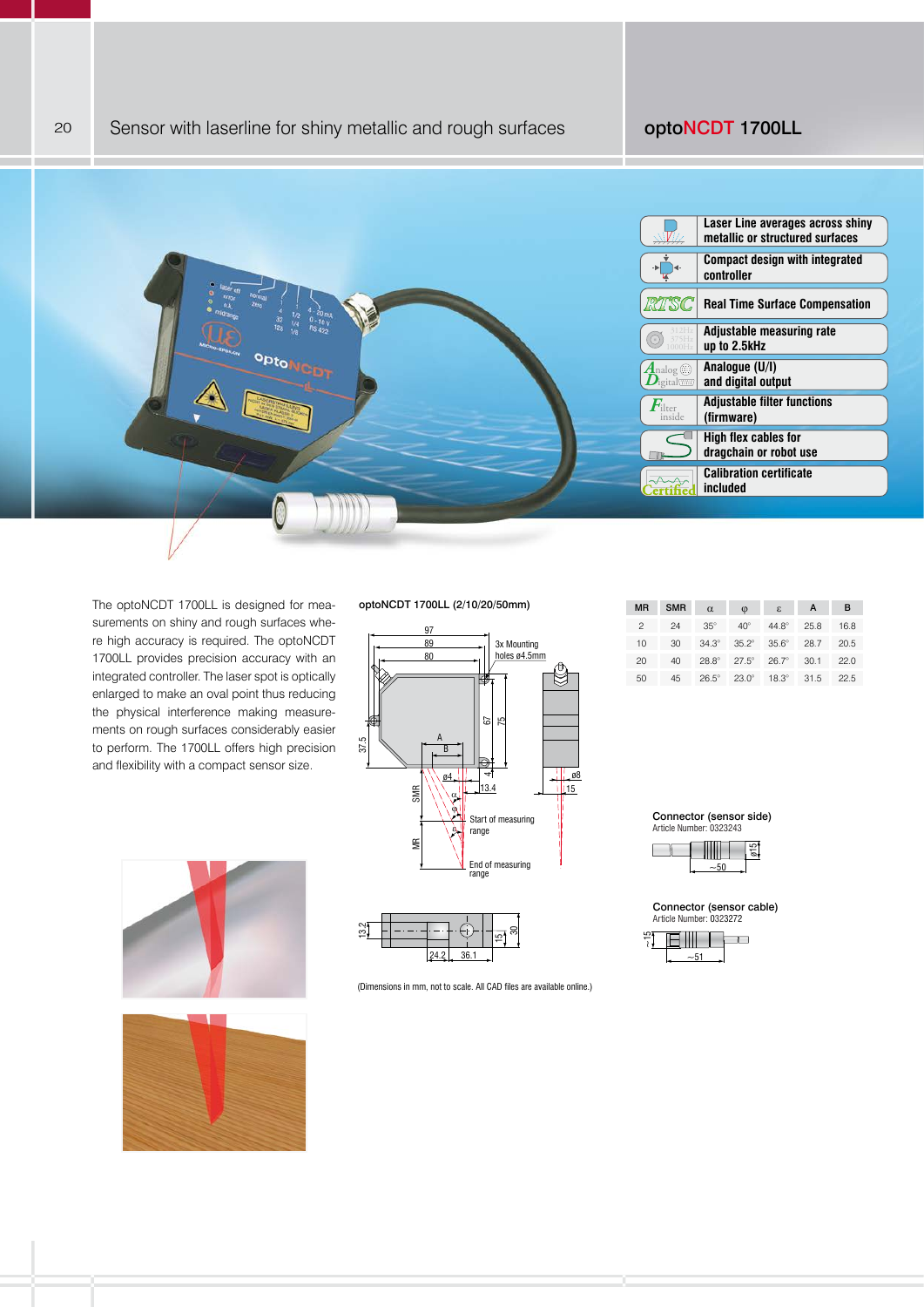# Sensor with laserline for shiny metallic and rough surfaces

## optoNCDT 1700LL

- **Laser Line averages across shiny metallic or structured surfaces**
- **Compact design with integrated controller**
- **Real Time Surface Compensation**
- **Adjustable measuring rate up to 2.5kHz**
- **Analogue (U/I) and digital output**
- **Adjustable filter functions (firmware)**
- **High flex cables for dragchain or robot use**
- **Calibration certificate included**

The optoNCDT 1700LL is designed for measurements on shiny and rough surfaces where high accuracy is required. The optoNCDT 1700LL provides precision accuracy with an integrated controller. The laser spot is optically enlarged to make an oval point thus reducing the physical interference making measurements on rough surfaces considerably easier to perform. The 1700LL offers high precision and flexibility with a compact sensor size.

**optoNCDT 1700LL (2/10/20/50mm)**

| MR | SMR | α | φ | ε | A | B |
|---|---|---|---|---|---|---|
| 2 | 24 | 35° | 40° | 44.8° | 25.8 | 16.8 |
| 10 | 30 | 34.3° | 35.2° | 35.6° | 28.7 | 20.5 |
| 20 | 40 | 28.8° | 27.5° | 26.7° | 30.1 | 22.0 |
| 50 | 45 | 26.5° | 23.0° | 18.3° | 31.5 | 22.5 |

**Connector (sensor side)**
Article Number: 0323243

**Connector (sensor cable)**
Article Number: 0323272

(Dimensions in mm, not to scale. All CAD files are available online.)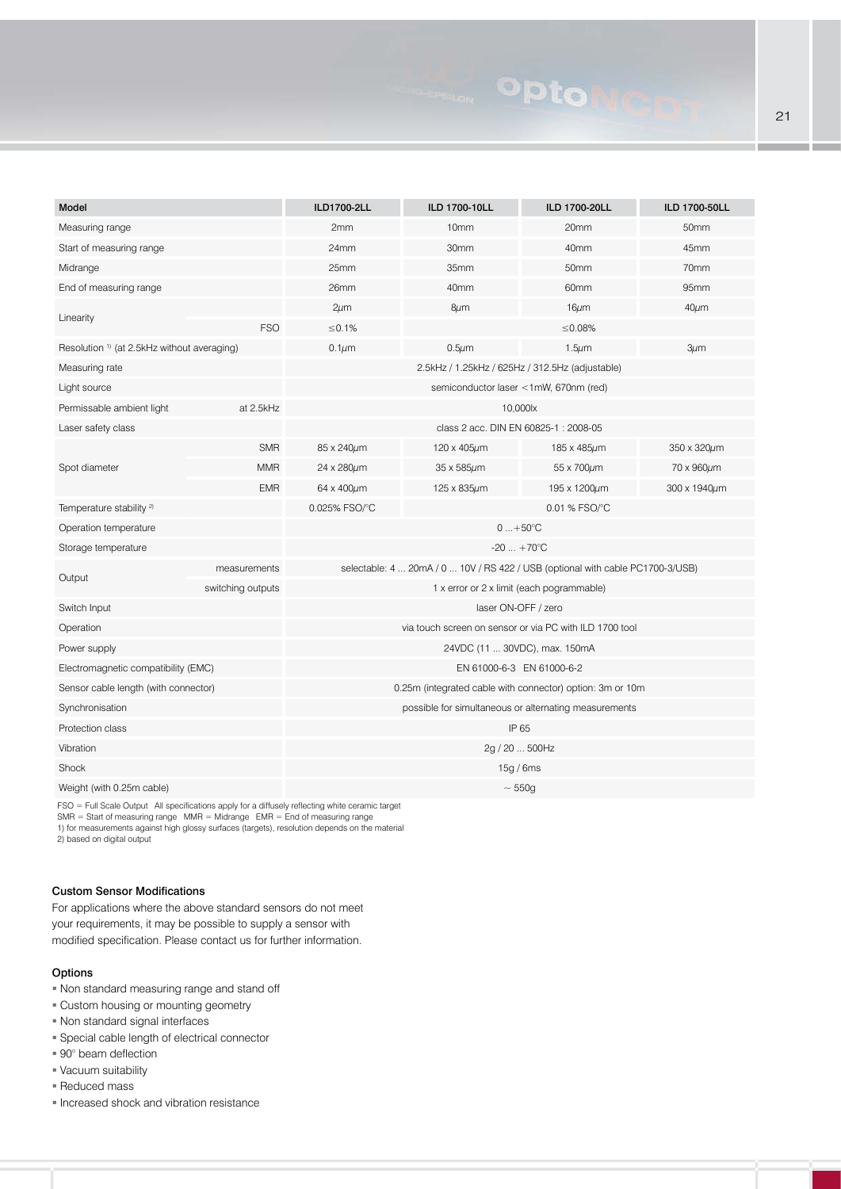| Model | | ILD1700-2LL | ILD 1700-10LL | ILD 1700-20LL | ILD 1700-50LL |
|---|---|---|---|---|---|
| Measuring range | | 2mm | 10mm | 20mm | 50mm |
| Start of measuring range | | 24mm | 30mm | 40mm | 45mm |
| Midrange | | 25mm | 35mm | 50mm | 70mm |
| End of measuring range | | 26mm | 40mm | 60mm | 95mm |
| Linearity | | 2μm | 8μm | 16μm | 40μm |
| | FSO | ≤0.1% | ≤0.08% | | |
| Resolution [1] (at 2.5kHz without averaging) | | 0.1μm | 0.5μm | 1.5μm | 3μm |
| Measuring rate | | 2.5kHz / 1.25kHz / 625Hz / 312.5Hz (adjustable) | | | |
| Light source | | semiconductor laser <1mW, 670nm (red) | | | |
| Permissable ambient light | at 2.5kHz | 10,000lx | | | |
| Laser safety class | | class 2 acc. DIN EN 60825-1 : 2008-05 | | | |
| Spot diameter | SMR | 85 x 240μm | 120 x 405μm | 185 x 485μm | 350 x 320μm |
| | MMR | 24 x 280μm | 35 x 585μm | 55 x 700μm | 70 x 960μm |
| | EMR | 64 x 400μm | 125 x 835μm | 195 x 1200μm | 300 x 1940μm |
| Temperature stability [2] | | 0.025% FSO/°C | 0.01 % FSO/°C | | |
| Operation temperature | | 0 ...+50°C | | | |
| Storage temperature | | -20 ... +70°C | | | |
| Output | measurements | selectable: 4 ... 20mA / 0 ... 10V / RS 422 / USB (optional with cable PC1700-3/USB) | | | |
| | switching outputs | 1 x error or 2 x limit (each pogrammable) | | | |
| Switch Input | | laser ON-OFF / zero | | | |
| Operation | | via touch screen on sensor or via PC with ILD 1700 tool | | | |
| Power supply | | 24VDC (11 ... 30VDC), max. 150mA | | | |
| Electromagnetic compatibility (EMC) | | EN 61000-6-3 EN 61000-6-2 | | | |
| Sensor cable length (with connector) | | 0.25m (integrated cable with connector) option: 3m or 10m | | | |
| Synchronisation | | possible for simultaneous or alternating measurements | | | |
| Protection class | | IP 65 | | | |
| Vibration | | 2g / 20 ... 500Hz | | | |
| Shock | | 15g / 6ms | | | |
| Weight (with 0.25m cable) | | ~ 550g | | | |

FSO = Full Scale Output All specifications apply for a diffusely reflecting white ceramic target
SMR = Start of measuring range MMR = Midrange EMR = End of measuring range
1) for measurements against high glossy surfaces (targets), resolution depends on the material
2) based on digital output

#### Custom Sensor Modifications

For applications where the above standard sensors do not meet your requirements, it may be possible to supply a sensor with modified specification. Please contact us for further information.

#### Options

- Non standard measuring range and stand off
- Custom housing or mounting geometry
- Non standard signal interfaces
- Special cable length of electrical connector
- 90° beam deflection
- Vacuum suitability
- Reduced mass
- Increased shock and vibration resistance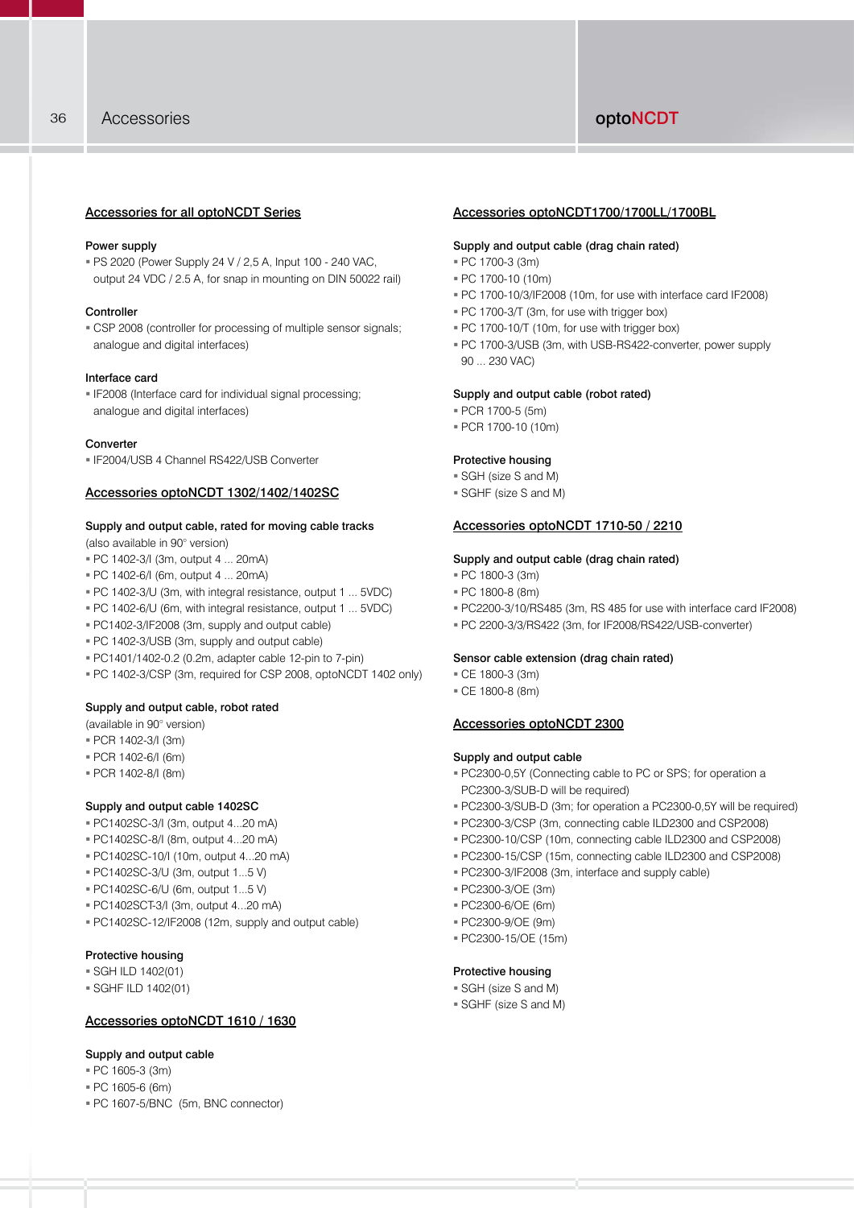## Accessories for all optoNCDT Series

**Power supply**

- PS 2020 (Power Supply 24 V / 2,5 A, Input 100 - 240 VAC, output 24 VDC / 2.5 A, for snap in mounting on DIN 50022 rail)

**Controller**

- CSP 2008 (controller for processing of multiple sensor signals; analogue and digital interfaces)

**Interface card**

- IF2008 (Interface card for individual signal processing; analogue and digital interfaces)

**Converter**

- IF2004/USB 4 Channel RS422/USB Converter

## Accessories optoNCDT 1302/1402/1402SC

**Supply and output cable, rated for moving cable tracks**

(also available in 90° version)

- PC 1402-3/I (3m, output 4 ... 20mA)
- PC 1402-6/I (6m, output 4 ... 20mA)
- PC 1402-3/U (3m, with integral resistance, output 1 ... 5VDC)
- PC 1402-6/U (6m, with integral resistance, output 1 ... 5VDC)
- PC1402-3/IF2008 (3m, supply and output cable)
- PC 1402-3/USB (3m, supply and output cable)
- PC1401/1402-0.2 (0.2m, adapter cable 12-pin to 7-pin)
- PC 1402-3/CSP (3m, required for CSP 2008, optoNCDT 1402 only)

**Supply and output cable, robot rated**

(available in 90° version)

- PCR 1402-3/I (3m)
- PCR 1402-6/I (6m)
- PCR 1402-8/I (8m)

**Supply and output cable 1402SC**

- PC1402SC-3/I (3m, output 4...20 mA)
- PC1402SC-8/I (8m, output 4...20 mA)
- PC1402SC-10/I (10m, output 4...20 mA)
- PC1402SC-3/U (3m, output 1...5 V)
- PC1402SC-6/U (6m, output 1...5 V)
- PC1402SCT-3/I (3m, output 4...20 mA)
- PC1402SC-12/IF2008 (12m, supply and output cable)

**Protective housing**

- SGH ILD 1402(01)
- SGHF ILD 1402(01)

## Accessories optoNCDT 1610 / 1630

**Supply and output cable**

- PC 1605-3 (3m)
- PC 1605-6 (6m)
- PC 1607-5/BNC (5m, BNC connector)

## Accessories optoNCDT1700/1700LL/1700BL

**Supply and output cable (drag chain rated)**

- PC 1700-3 (3m)
- PC 1700-10 (10m)
- PC 1700-10/3/IF2008 (10m, for use with interface card IF2008)
- PC 1700-3/T (3m, for use with trigger box)
- PC 1700-10/T (10m, for use with trigger box)
- PC 1700-3/USB (3m, with USB-RS422-converter, power supply 90 ... 230 VAC)

**Supply and output cable (robot rated)**

- PCR 1700-5 (5m)
- PCR 1700-10 (10m)

**Protective housing**

- SGH (size S and M)
- SGHF (size S and M)

## Accessories optoNCDT 1710-50 / 2210

**Supply and output cable (drag chain rated)**

- PC 1800-3 (3m)
- PC 1800-8 (8m)
- PC2200-3/10/RS485 (3m, RS 485 for use with interface card IF2008)
- PC 2200-3/3/RS422 (3m, for IF2008/RS422/USB-converter)

**Sensor cable extension (drag chain rated)**

- CE 1800-3 (3m)
- CE 1800-8 (8m)

## Accessories optoNCDT 2300

**Supply and output cable**

- PC2300-0,5Y (Connecting cable to PC or SPS; for operation a PC2300-3/SUB-D will be required)
- PC2300-3/SUB-D (3m; for operation a PC2300-0,5Y will be required)
- PC2300-3/CSP (3m, connecting cable ILD2300 and CSP2008)
- PC2300-10/CSP (10m, connecting cable ILD2300 and CSP2008)
- PC2300-15/CSP (15m, connecting cable ILD2300 and CSP2008)
- PC2300-3/IF2008 (3m, interface and supply cable)
- PC2300-3/OE (3m)
- PC2300-6/OE (6m)
- PC2300-9/OE (9m)
- PC2300-15/OE (15m)

**Protective housing**

- SGH (size S and M)
- SGHF (size S and M)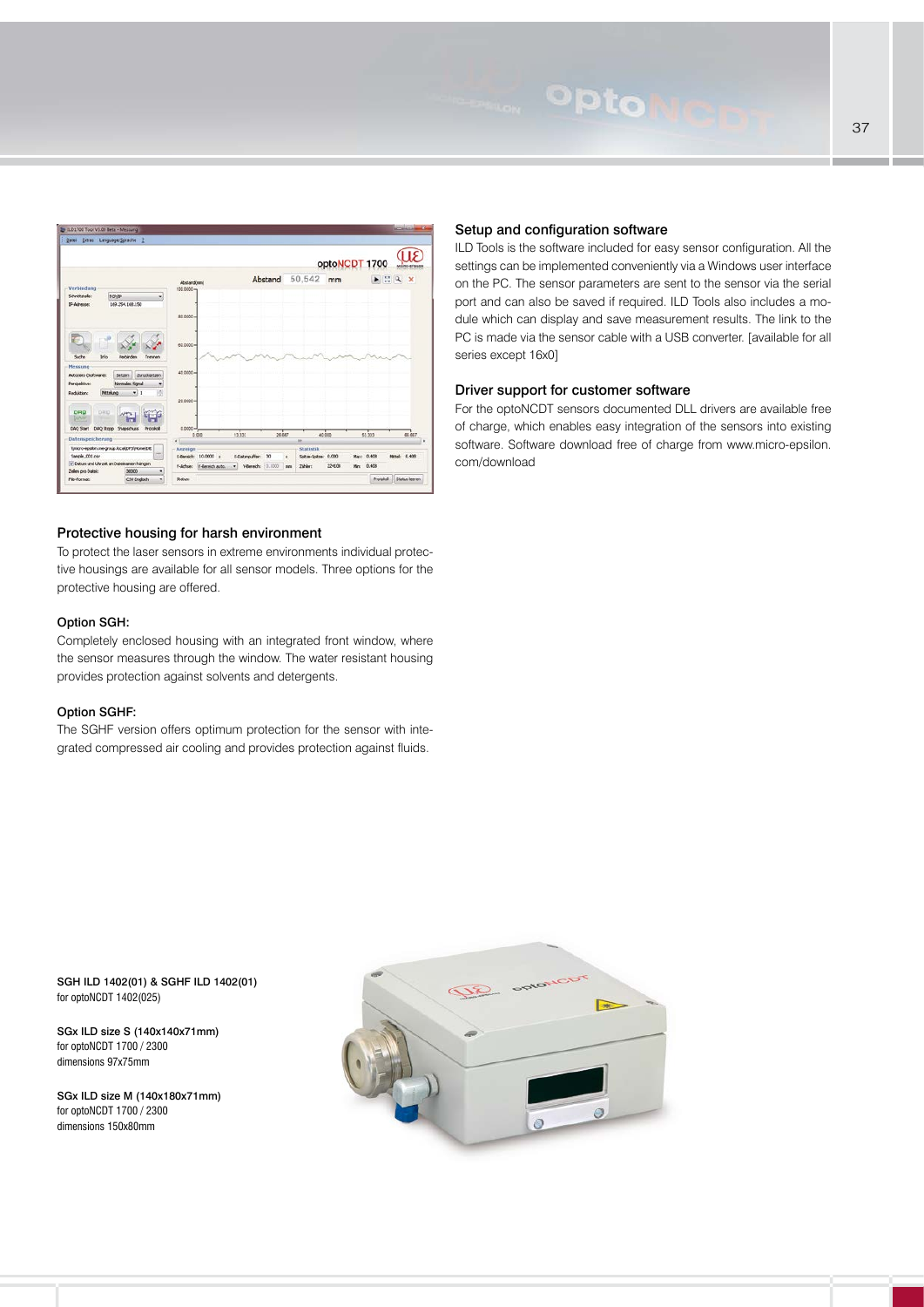## Setup and configuration software

ILD Tools is the software included for easy sensor configuration. All the settings can be implemented conveniently via a Windows user interface on the PC. The sensor parameters are sent to the sensor via the serial port and can also be saved if required. ILD Tools also includes a module which can display and save measurement results. The link to the PC is made via the sensor cable with a USB converter. [available for all series except 16x0]

## Driver support for customer software

For the optoNCDT sensors documented DLL drivers are available free of charge, which enables easy integration of the sensors into existing software. Software download free of charge from www.micro-epsilon.com/download

## Protective housing for harsh environment

To protect the laser sensors in extreme environments individual protective housings are available for all sensor models. Three options for the protective housing are offered.

### Option SGH:

Completely enclosed housing with an integrated front window, where the sensor measures through the window. The water resistant housing provides protection against solvents and detergents.

### Option SGHF:

The SGHF version offers optimum protection for the sensor with integrated compressed air cooling and provides protection against fluids.

**SGH ILD 1402(01) & SGHF ILD 1402(01)**
for optoNCDT 1402(025)

**SGx ILD size S (140x140x71mm)**
for optoNCDT 1700 / 2300
dimensions 97x75mm

**SGx ILD size M (140x180x71mm)**
for optoNCDT 1700 / 2300
dimensions 150x80mm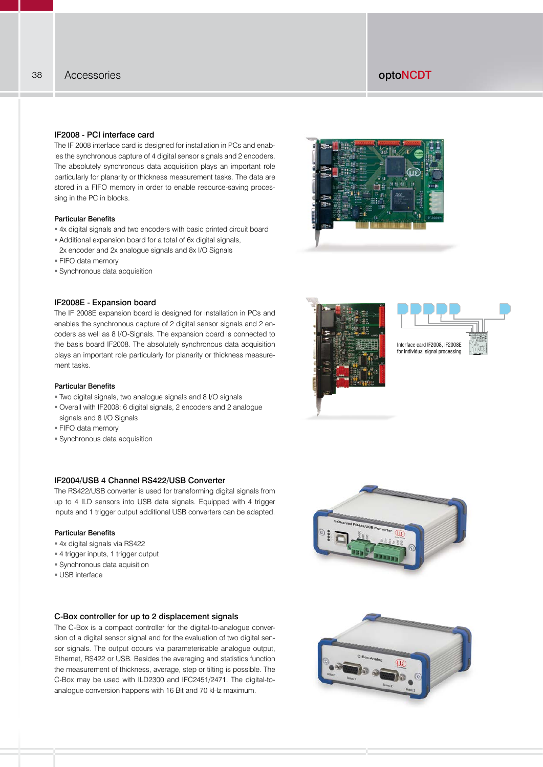## IF2008 - PCI interface card

The IF 2008 interface card is designed for installation in PCs and enables the synchronous capture of 4 digital sensor signals and 2 encoders. The absolutely synchronous data acquisition plays an important role particularly for planarity or thickness measurement tasks. The data are stored in a FIFO memory in order to enable resource-saving processing in the PC in blocks.

### Particular Benefits

- 4x digital signals and two encoders with basic printed circuit board
- Additional expansion board for a total of 6x digital signals, 2x encoder and 2x analogue signals and 8x I/O Signals
- FIFO data memory
- Synchronous data acquisition

## IF2008E - Expansion board

The IF 2008E expansion board is designed for installation in PCs and enables the synchronous capture of 2 digital sensor signals and 2 encoders as well as 8 I/O-Signals. The expansion board is connected to the basis board IF2008. The absolutely synchronous data acquisition plays an important role particularly for planarity or thickness measurement tasks.

### Particular Benefits

- Two digital signals, two analogue signals and 8 I/O signals
- Overall with IF2008: 6 digital signals, 2 encoders and 2 analogue signals and 8 I/O Signals
- FIFO data memory
- Synchronous data acquisition

Interface card IF2008, IF2008E for individual signal processing

## IF2004/USB 4 Channel RS422/USB Converter

The RS422/USB converter is used for transforming digital signals from up to 4 ILD sensors into USB data signals. Equipped with 4 trigger inputs and 1 trigger output additional USB converters can be adapted.

### Particular Benefits

- 4x digital signals via RS422
- 4 trigger inputs, 1 trigger output
- Synchronous data aquisition
- USB interface

## C-Box controller for up to 2 displacement signals

The C-Box is a compact controller for the digital-to-analogue conversion of a digital sensor signal and for the evaluation of two digital sensor signals. The output occurs via parameterisable analogue output, Ethernet, RS422 or USB. Besides the averaging and statistics function the measurement of thickness, average, step or tilting is possible. The C-Box may be used with ILD2300 and IFC2451/2471. The digital-to-analogue conversion happens with 16 Bit and 70 kHz maximum.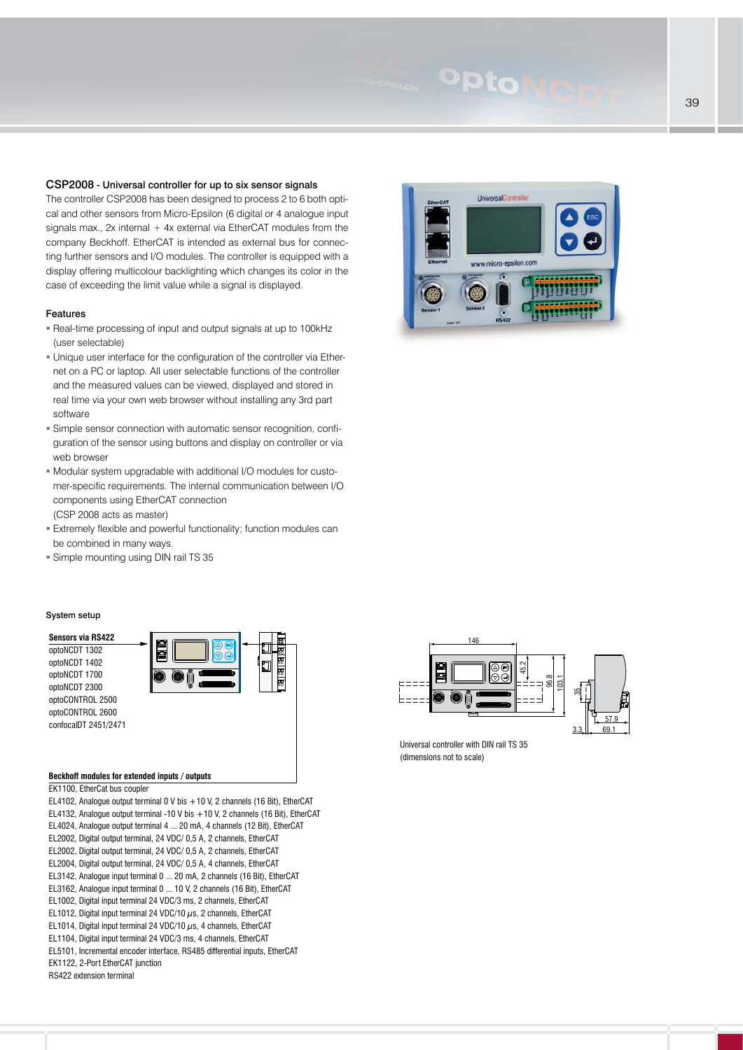## CSP2008 - Universal controller for up to six sensor signals

The controller CSP2008 has been designed to process 2 to 6 both optical and other sensors from Micro-Epsilon (6 digital or 4 analogue input signals max., 2x internal + 4x external via EtherCAT modules from the company Beckhoff. EtherCAT is intended as external bus for connecting further sensors and I/O modules. The controller is equipped with a display offering multicolour backlighting which changes its color in the case of exceeding the limit value while a signal is displayed.

### Features

- Real-time processing of input and output signals at up to 100kHz (user selectable)
- Unique user interface for the configuration of the controller via Ethernet on a PC or laptop. All user selectable functions of the controller and the measured values can be viewed, displayed and stored in real time via your own web browser without installing any 3rd part software
- Simple sensor connection with automatic sensor recognition, configuration of the sensor using buttons and display on controller or via web browser
- Modular system upgradable with additional I/O modules for customer-specific requirements. The internal communication between I/O components using EtherCAT connection (CSP 2008 acts as master)
- Extremely flexible and powerful functionality; function modules can be combined in many ways.
- Simple mounting using DIN rail TS 35

### System setup

**Sensors via RS422**

optoNCDT 1302
optoNCDT 1402
optoNCDT 1700
optoNCDT 2300
optoCONTROL 2500
optoCONTROL 2600
confocalDT 2451/2471

**Beckhoff modules for extended inputs / outputs**

EK1100, EtherCat bus coupler
EL4102, Analogue output terminal 0 V bis +10 V, 2 channels (16 Bit), EtherCAT
EL4132, Analogue output terminal -10 V bis +10 V, 2 channels (16 Bit), EtherCAT
EL4024, Analogue output terminal 4 ... 20 mA, 4 channels (12 Bit), EtherCAT
EL2002, Digital output terminal, 24 VDC/ 0,5 A, 2 channels, EtherCAT
EL2002, Digital output terminal, 24 VDC/ 0,5 A, 2 channels, EtherCAT
EL2004, Digital output terminal, 24 VDC/ 0,5 A, 4 channels, EtherCAT
EL3142, Analogue input terminal 0 ... 20 mA, 2 channels (16 Bit), EtherCAT
EL3162, Analogue input terminal 0 ... 10 V, 2 channels (16 Bit), EtherCAT
EL1002, Digital input terminal 24 VDC/3 ms, 2 channels, EtherCAT
EL1012, Digital input terminal 24 VDC/10 µs, 2 channels, EtherCAT
EL1014, Digital input terminal 24 VDC/10 µs, 4 channels, EtherCAT
EL1104, Digital input terminal 24 VDC/3 ms, 4 channels, EtherCAT
EL5101, Incremental encoder interface, RS485 differential inputs, EtherCAT
EK1122, 2-Port EtherCAT junction
RS422 extension terminal

Universal controller with DIN rail TS 35 (dimensions not to scale)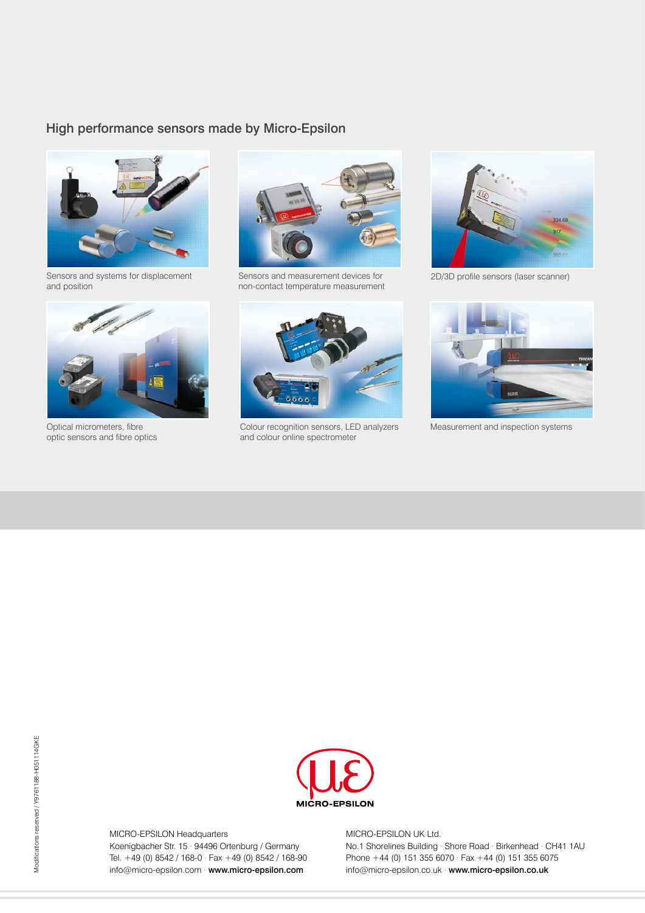## High performance sensors made by Micro-Epsilon

Sensors and systems for displacement and position

Sensors and measurement devices for non-contact temperature measurement

2D/3D profile sensors (laser scanner)

Optical micrometers, fibre optic sensors and fibre optics

Colour recognition sensors, LED analyzers and colour online spectrometer

Measurement and inspection systems

MICRO-EPSILON

MICRO-EPSILON Headquarters
Koenigbacher Str. 15 · 94496 Ortenburg / Germany
Tel. +49 (0) 8542 / 168-0 · Fax +49 (0) 8542 / 168-90
info@micro-epsilon.com · **www.micro-epsilon.com**

MICRO-EPSILON UK Ltd.
No.1 Shorelines Building · Shore Road · Birkenhead · CH41 1AU
Phone +44 (0) 151 355 6070 · Fax +44 (0) 151 355 6075
info@micro-epsilon.co.uk · **www.micro-epsilon.co.uk**

Modifications reserved / Y9761188-H051114GKE